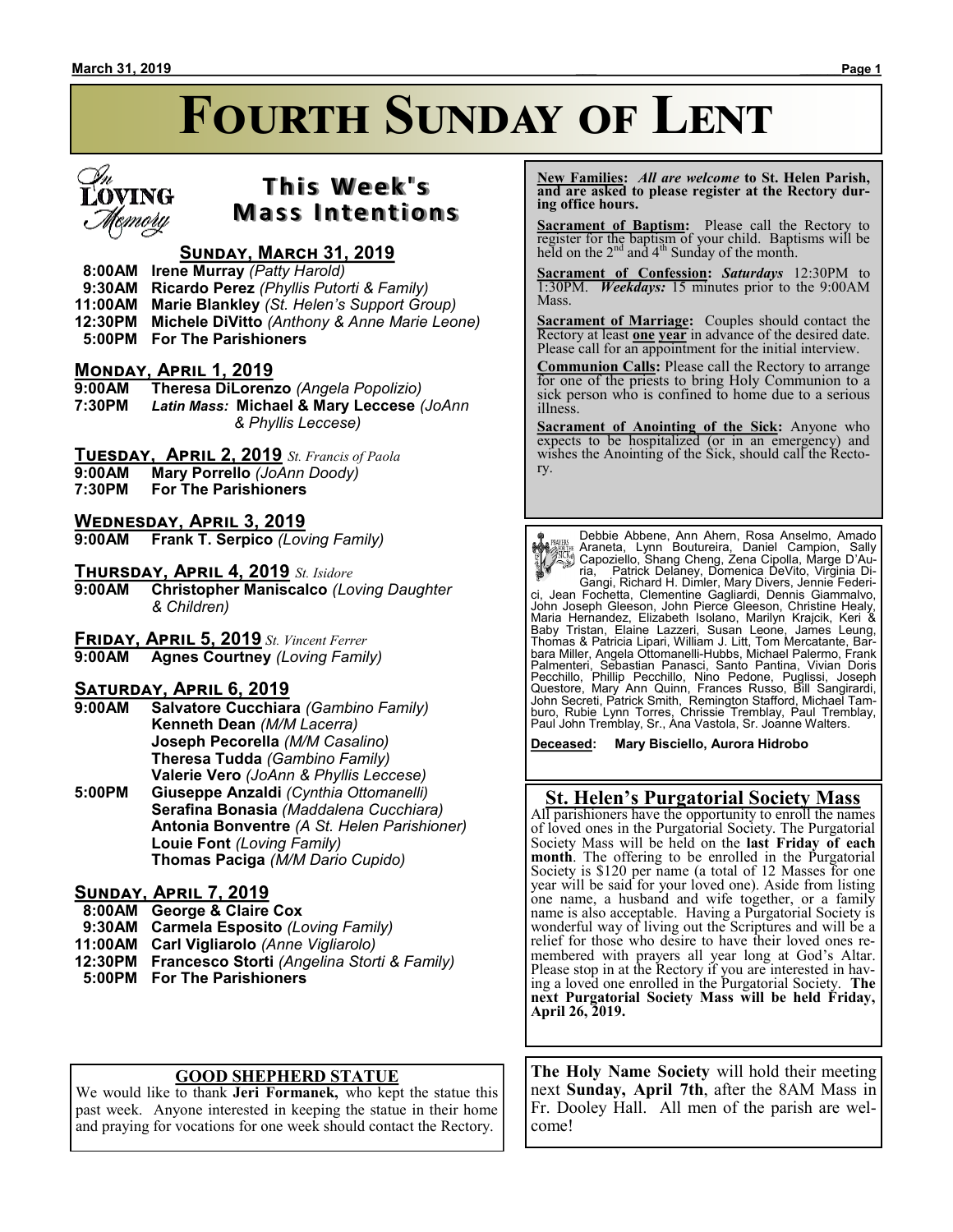# Fourth Sunday of Lent

In Loving Memory

## This Week's Mass Intentions

### Sunday, March 31, 2019

- **8:00AM** **Irene Murray** *(Patty Harold)*
- **9:30AM** **Ricardo Perez** *(Phyllis Putorti & Family)*
- **11:00AM** **Marie Blankley** *(St. Helen's Support Group)*
- **12:30PM** **Michele DiVitto** *(Anthony & Anne Marie Leone)*
- **5:00PM** **For The Parishioners**

### Monday, April 1, 2019

- **9:00AM** **Theresa DiLorenzo** *(Angela Popolizio)*
- **7:30PM** ***Latin Mass:*** **Michael & Mary Leccese** *(JoAnn & Phyllis Leccese)*

### Tuesday, April 2, 2019 *St. Francis of Paola*

- **9:00AM** **Mary Porrello** *(JoAnn Doody)*
- **7:30PM** **For The Parishioners**

### Wednesday, April 3, 2019

- **9:00AM** **Frank T. Serpico** *(Loving Family)*

### Thursday, April 4, 2019 *St. Isidore*

- **9:00AM** **Christopher Maniscalco** *(Loving Daughter & Children)*

### Friday, April 5, 2019 *St. Vincent Ferrer*

- **9:00AM** **Agnes Courtney** *(Loving Family)*

### Saturday, April 6, 2019

- **9:00AM** **Salvatore Cucchiara** *(Gambino Family)*
  - **Kenneth Dean** *(M/M Lacerra)*
  - **Joseph Pecorella** *(M/M Casalino)*
  - **Theresa Tudda** *(Gambino Family)*
  - **Valerie Vero** *(JoAnn & Phyllis Leccese)*
- **5:00PM** **Giuseppe Anzaldi** *(Cynthia Ottomanelli)*
  - **Serafina Bonasia** *(Maddalena Cucchiara)*
  - **Antonia Bonventre** *(A St. Helen Parishioner)*
  - **Louie Font** *(Loving Family)*
  - **Thomas Paciga** *(M/M Dario Cupido)*

### Sunday, April 7, 2019

- **8:00AM** **George & Claire Cox**
- **9:30AM** **Carmela Esposito** *(Loving Family)*
- **11:00AM** **Carl Vigliarolo** *(Anne Vigliarolo)*
- **12:30PM** **Francesco Storti** *(Angelina Storti & Family)*
- **5:00PM** **For The Parishioners**

### GOOD SHEPHERD STATUE

We would like to thank **Jeri Formanek,** who kept the statue this past week. Anyone interested in keeping the statue in their home and praying for vocations for one week should contact the Rectory.

---

**New Families:** *All are welcome* **to St. Helen Parish, and are asked to please register at the Rectory during office hours.**

**Sacrament of Baptism:** Please call the Rectory to register for the baptism of your child. Baptisms will be held on the 2nd and 4th Sunday of the month.

**Sacrament of Confession:** ***Saturdays*** 12:30PM to 1:30PM. ***Weekdays:*** 15 minutes prior to the 9:00AM Mass.

**Sacrament of Marriage:** Couples should contact the Rectory at least **one year** in advance of the desired date. Please call for an appointment for the initial interview.

**Communion Calls:** Please call the Rectory to arrange for one of the priests to bring Holy Communion to a sick person who is confined to home due to a serious illness.

**Sacrament of Anointing of the Sick:** Anyone who expects to be hospitalized (or in an emergency) and wishes the Anointing of the Sick, should call the Rectory.

---

Prayers for the Sick

Debbie Abbene, Ann Ahern, Rosa Anselmo, Amado Araneta, Lynn Boutureira, Daniel Campion, Sally Capoziello, Shang Cheng, Zena Cipolla, Marge D'Auria, Patrick Delaney, Domenica DeVito, Virginia DiGangi, Richard H. Dimler, Mary Divers, Jennie Federici, Jean Fochetta, Clementine Gagliardi, Dennis Giammalvo, John Joseph Gleeson, John Pierce Gleeson, Christine Healy, Maria Hernandez, Elizabeth Isolano, Marilyn Krajcik, Keri & Baby Tristan, Elaine Lazzeri, Susan Leone, James Leung, Thomas & Patricia Lipari, William J. Litt, Tom Mercatante, Barbara Miller, Angela Ottomanelli-Hubbs, Michael Palermo, Frank Palmenteri, Sebastian Panasci, Santo Pantina, Vivian Doris Pecchillo, Phillip Pecchillo, Nino Pedone, Puglissi, Joseph Questore, Mary Ann Quinn, Frances Russo, Bill Sangirardi, John Secreti, Patrick Smith, Remington Stafford, Michael Tamburo, Rubie Lynn Torres, Chrissie Tremblay, Paul Tremblay, Paul John Tremblay, Sr., Ana Vastola, Sr. Joanne Walters.

**Deceased: Mary Bisciello, Aurora Hidrobo**

---

### St. Helen's Purgatorial Society Mass

All parishioners have the opportunity to enroll the names of loved ones in the Purgatorial Society. The Purgatorial Society Mass will be held on the **last Friday of each month**. The offering to be enrolled in the Purgatorial Society is $120 per name (a total of 12 Masses for one year will be said for your loved one). Aside from listing one name, a husband and wife together, or a family name is also acceptable. Having a Purgatorial Society is wonderful way of living out the Scriptures and will be a relief for those who desire to have their loved ones remembered with prayers all year long at God's Altar. Please stop in at the Rectory if you are interested in having a loved one enrolled in the Purgatorial Society. **The next Purgatorial Society Mass will be held Friday, April 26, 2019.**

---

**The Holy Name Society** will hold their meeting next **Sunday, April 7th**, after the 8AM Mass in Fr. Dooley Hall. All men of the parish are welcome!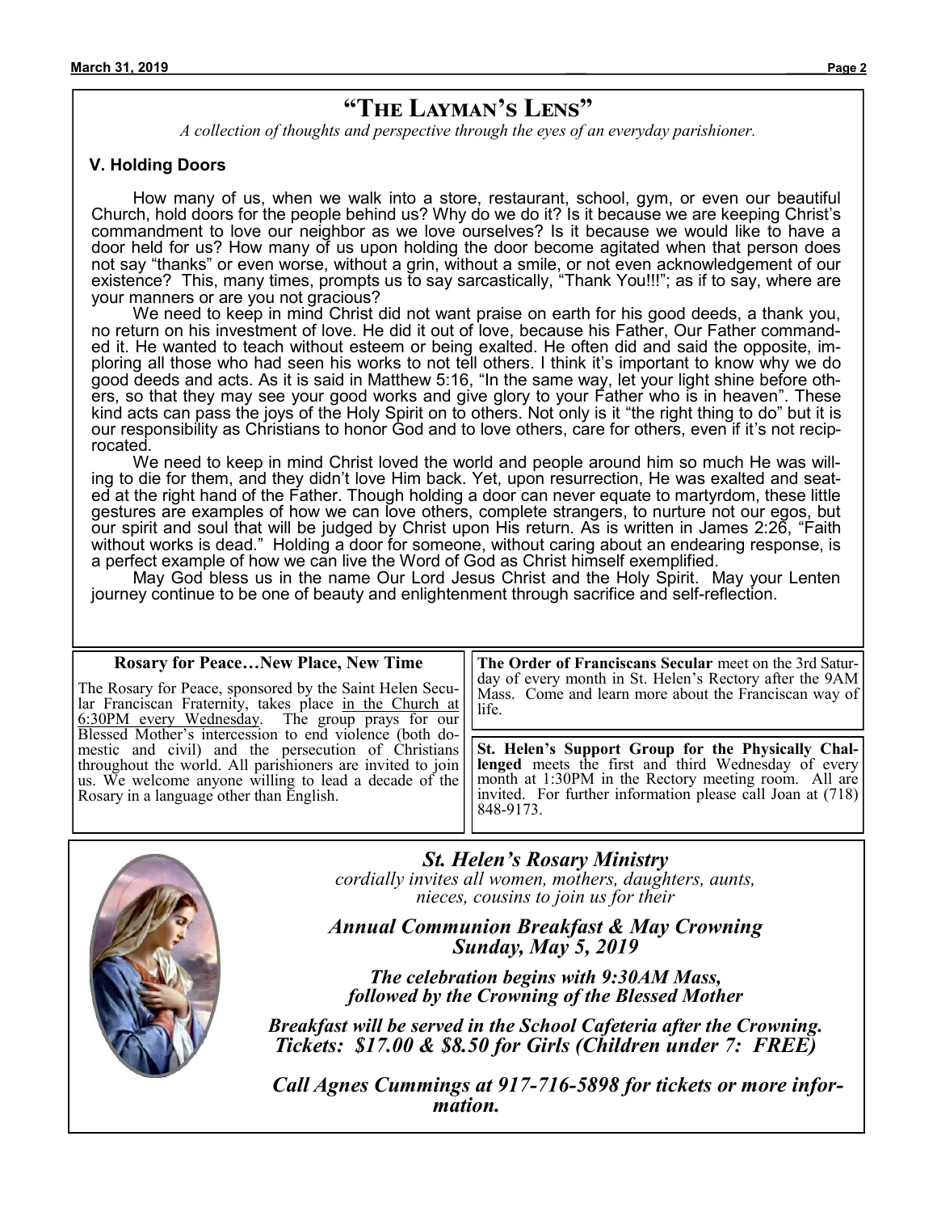# "The Layman's Lens"

*A collection of thoughts and perspective through the eyes of an everyday parishioner.*

### V. Holding Doors

How many of us, when we walk into a store, restaurant, school, gym, or even our beautiful Church, hold doors for the people behind us? Why do we do it? Is it because we are keeping Christ's commandment to love our neighbor as we love ourselves? Is it because we would like to have a door held for us? How many of us upon holding the door become agitated when that person does not say "thanks" or even worse, without a grin, without a smile, or not even acknowledgement of our existence? This, many times, prompts us to say sarcastically, "Thank You!!!"; as if to say, where are your manners or are you not gracious?

We need to keep in mind Christ did not want praise on earth for his good deeds, a thank you, no return on his investment of love. He did it out of love, because his Father, Our Father commanded it. He wanted to teach without esteem or being exalted. He often did and said the opposite, imploring all those who had seen his works to not tell others. I think it's important to know why we do good deeds and acts. As it is said in Matthew 5:16, "In the same way, let your light shine before others, so that they may see your good works and give glory to your Father who is in heaven". These kind acts can pass the joys of the Holy Spirit on to others. Not only is it "the right thing to do" but it is our responsibility as Christians to honor God and to love others, care for others, even if it's not reciprocated.

We need to keep in mind Christ loved the world and people around him so much He was willing to die for them, and they didn't love Him back. Yet, upon resurrection, He was exalted and seated at the right hand of the Father. Though holding a door can never equate to martyrdom, these little gestures are examples of how we can love others, complete strangers, to nurture not our egos, but our spirit and soul that will be judged by Christ upon His return. As is written in James 2:26, "Faith without works is dead." Holding a door for someone, without caring about an endearing response, is a perfect example of how we can live the Word of God as Christ himself exemplified.

May God bless us in the name Our Lord Jesus Christ and the Holy Spirit. May your Lenten journey continue to be one of beauty and enlightenment through sacrifice and self-reflection.

---

**Rosary for Peace…New Place, New Time**

The Rosary for Peace, sponsored by the Saint Helen Secular Franciscan Fraternity, takes place in the Church at 6:30PM every Wednesday. The group prays for our Blessed Mother's intercession to end violence (both domestic and civil) and the persecution of Christians throughout the world. All parishioners are invited to join us. We welcome anyone willing to lead a decade of the Rosary in a language other than English.

**The Order of Franciscans Secular** meet on the 3rd Saturday of every month in St. Helen's Rectory after the 9AM Mass. Come and learn more about the Franciscan way of life.

**St. Helen's Support Group for the Physically Challenged** meets the first and third Wednesday of every month at 1:30PM in the Rectory meeting room. All are invited. For further information please call Joan at (718) 848-9173.

---

***St. Helen's Rosary Ministry***

*cordially invites all women, mothers, daughters, aunts, nieces, cousins to join us for their*

***Annual Communion Breakfast & May Crowning***
***Sunday, May 5, 2019***

***The celebration begins with 9:30AM Mass, followed by the Crowning of the Blessed Mother***

***Breakfast will be served in the School Cafeteria after the Crowning.***
***Tickets: $17.00 & $8.50 for Girls (Children under 7: FREE)***

***Call Agnes Cummings at 917-716-5898 for tickets or more information.***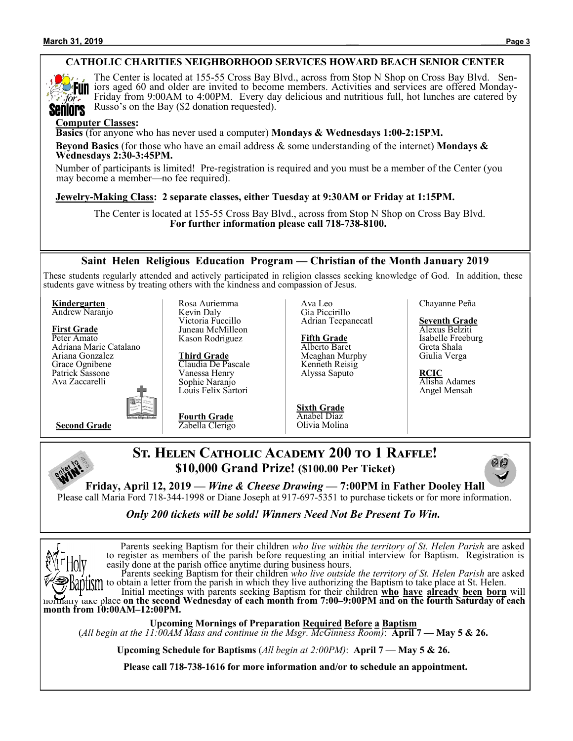## CATHOLIC CHARITIES NEIGHBORHOOD SERVICES HOWARD BEACH SENIOR CENTER

The Center is located at 155-55 Cross Bay Blvd., across from Stop N Shop on Cross Bay Blvd. Seniors aged 60 and older are invited to become members. Activities and services are offered Monday-Friday from 9:00AM to 4:00PM. Every day delicious and nutritious full, hot lunches are catered by Russo's on the Bay ($2 donation requested).

**Computer Classes:**

**Basics** (for anyone who has never used a computer) **Mondays & Wednesdays 1:00-2:15PM.**

**Beyond Basics** (for those who have an email address & some understanding of the internet) **Mondays & Wednesdays 2:30-3:45PM.**

Number of participants is limited! Pre-registration is required and you must be a member of the Center (you may become a member—no fee required).

**Jewelry-Making Class: 2 separate classes, either Tuesday at 9:30AM or Friday at 1:15PM.**

The Center is located at 155-55 Cross Bay Blvd., across from Stop N Shop on Cross Bay Blvd.
**For further information please call 718-738-8100.**

## Saint Helen Religious Education Program — Christian of the Month January 2019

These students regularly attended and actively participated in religion classes seeking knowledge of God. In addition, these students gave witness by treating others with the kindness and compassion of Jesus.

**Kindergarten**
Andrew Naranjo

**First Grade**
Peter Amato
Adriana Marie Catalano
Ariana Gonzalez
Grace Ognibene
Patrick Sassone
Ava Zaccarelli

**Second Grade**
Rosa Auriemma
Kevin Daly
Victoria Fuccillo
Juneau McMilleon
Kason Rodriguez

**Third Grade**
Claudia De Pascale
Vanessa Henry
Sophie Naranjo
Louis Felix Sartori

**Fourth Grade**
Zabella Clerigo
Ava Leo
Gia Piccirillo
Adrian Tecpanecatl

**Fifth Grade**
Alberto Baret
Meaghan Murphy
Kenneth Reisig
Alyssa Saputo

**Sixth Grade**
Anabel Díaz
Olivia Molina
Chayanne Peña

**Seventh Grade**
Alexus Belziti
Isabelle Freeburg
Greta Shala
Giulia Verga

**RCIC**
Alisha Adames
Angel Mensah

## St. Helen Catholic Academy 200 to 1 Raffle!

### $10,000 Grand Prize! ($100.00 Per Ticket)

**Friday, April 12, 2019 — *Wine & Cheese Drawing* — 7:00PM in Father Dooley Hall**

Please call Maria Ford 718-344-1998 or Diane Joseph at 917-697-5351 to purchase tickets or for more information.

***Only 200 tickets will be sold! Winners Need Not Be Present To Win.***

Parents seeking Baptism for their children *who live within the territory of St. Helen Parish* are asked to register as members of the parish before requesting an initial interview for Baptism. Registration is easily done at the parish office anytime during business hours.

Parents seeking Baptism for their children *who live outside the territory of St. Helen Parish* are asked to obtain a letter from the parish in which they live authorizing the Baptism to take place at St. Helen.

Initial meetings with parents seeking Baptism for their children **who have already been born** will normally take place **on the second Wednesday of each month from 7:00–9:00PM and on the fourth Saturday of each month from 10:00AM–12:00PM.**

**Upcoming Mornings of Preparation Required Before a Baptism**
(*All begin at the 11:00AM Mass and continue in the Msgr. McGinness Room*): **April 7 — May 5 & 26.**

**Upcoming Schedule for Baptisms** (*All begin at 2:00PM*): **April 7 — May 5 & 26.**

**Please call 718-738-1616 for more information and/or to schedule an appointment.**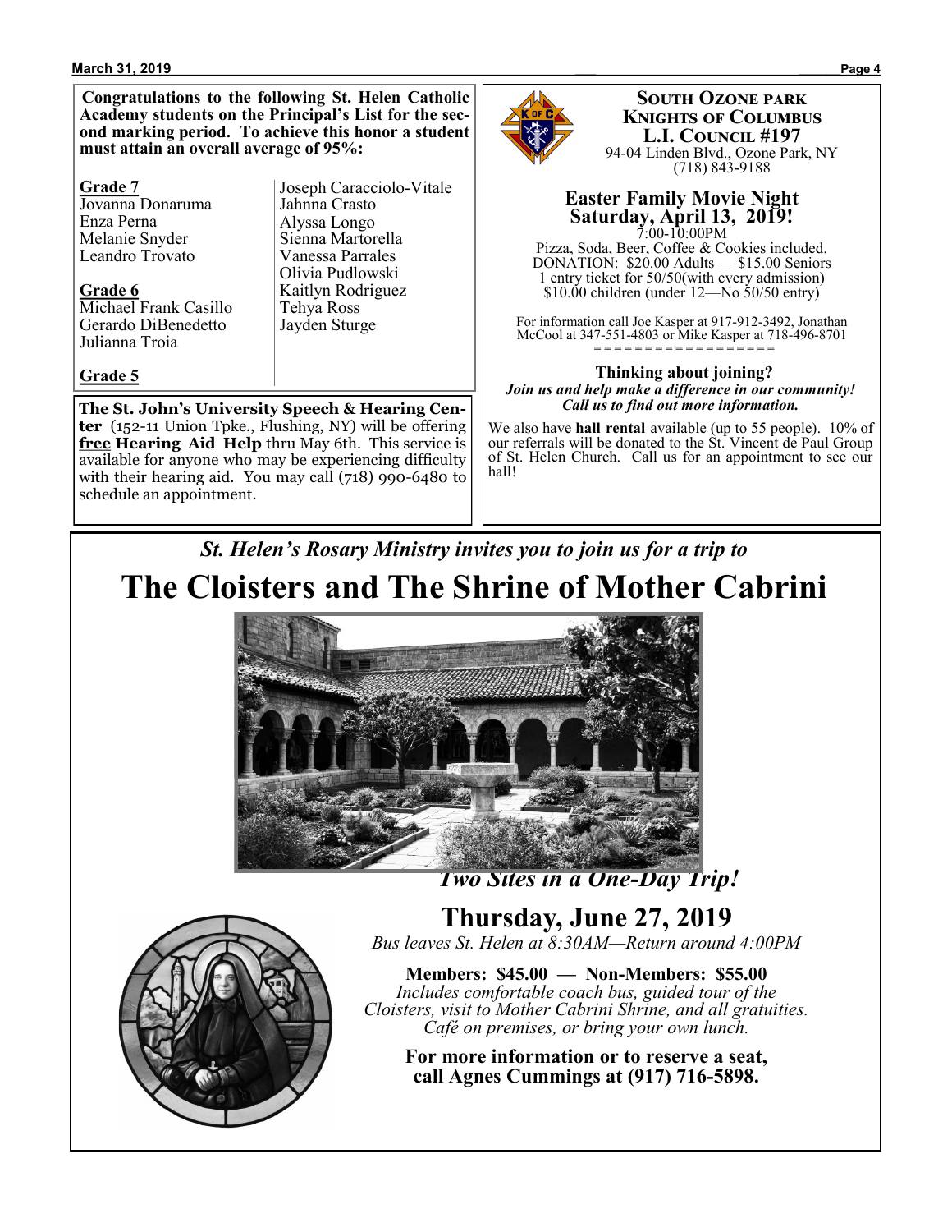**Congratulations to the following St. Helen Catholic Academy students on the Principal's List for the second marking period. To achieve this honor a student must attain an overall average of 95%:**

**Grade 7**
Jovanna Donaruma
Enza Perna
Melanie Snyder
Leandro Trovato

**Grade 6**
Michael Frank Casillo
Gerardo DiBenedetto
Julianna Troia

**Grade 5**
Joseph Caracciolo-Vitale
Jahnna Crasto
Alyssa Longo
Sienna Martorella
Vanessa Parrales
Olivia Pudlowski
Kaitlyn Rodriguez
Tehya Ross
Jayden Sturge

**The St. John's University Speech & Hearing Center** (152-11 Union Tpke., Flushing, NY) will be offering **free Hearing Aid Help** thru May 6th. This service is available for anyone who may be experiencing difficulty with their hearing aid. You may call (718) 990-6480 to schedule an appointment.

**SOUTH OZONE PARK KNIGHTS OF COLUMBUS L.I. COUNCIL #197**
94-04 Linden Blvd., Ozone Park, NY
(718) 843-9188

**Easter Family Movie Night**
**Saturday, April 13, 2019!**
7:00-10:00PM
Pizza, Soda, Beer, Coffee & Cookies included.
DONATION: $20.00 Adults — $15.00 Seniors
1 entry ticket for 50/50(with every admission)
$10.00 children (under 12—No 50/50 entry)

For information call Joe Kasper at 917-912-3492, Jonathan McCool at 347-551-4803 or Mike Kasper at 718-496-8701

=================

**Thinking about joining?**
***Join us and help make a difference in our community! Call us to find out more information.***

We also have **hall rental** available (up to 55 people). 10% of our referrals will be donated to the St. Vincent de Paul Group of St. Helen Church. Call us for an appointment to see our hall!

***St. Helen's Rosary Ministry invites you to join us for a trip to***

# The Cloisters and The Shrine of Mother Cabrini

***Two Sites in a One-Day Trip!***

## Thursday, June 27, 2019

*Bus leaves St. Helen at 8:30AM—Return around 4:00PM*

**Members: $45.00 — Non-Members: $55.00**
*Includes comfortable coach bus, guided tour of the Cloisters, visit to Mother Cabrini Shrine, and all gratuities. Café on premises, or bring your own lunch.*

**For more information or to reserve a seat, call Agnes Cummings at (917) 716-5898.**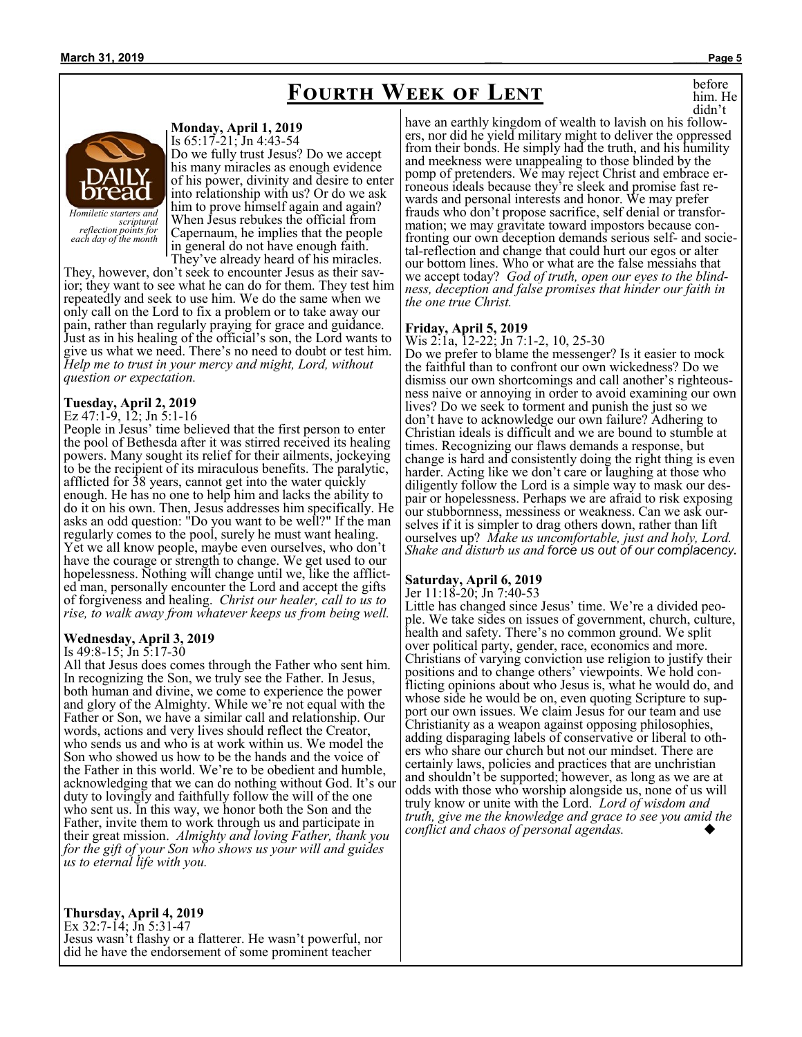# Fourth Week of Lent

*Homiletic starters and scriptural reflection points for each day of the month*

**Monday, April 1, 2019**
Is 65:17-21; Jn 4:43-54
Do we fully trust Jesus? Do we accept his many miracles as enough evidence of his power, divinity and desire to enter into relationship with us? Or do we ask him to prove himself again and again? When Jesus rebukes the official from Capernaum, he implies that the people in general do not have enough faith. They've already heard of his miracles. They, however, don't seek to encounter Jesus as their savior; they want to see what he can do for them. They test him repeatedly and seek to use him. We do the same when we only call on the Lord to fix a problem or to take away our pain, rather than regularly praying for grace and guidance. Just as in his healing of the official's son, the Lord wants to give us what we need. There's no need to doubt or test him. *Help me to trust in your mercy and might, Lord, without question or expectation.*

**Tuesday, April 2, 2019**
Ez 47:1-9, 12; Jn 5:1-16
People in Jesus' time believed that the first person to enter the pool of Bethesda after it was stirred received its healing powers. Many sought its relief for their ailments, jockeying to be the recipient of its miraculous benefits. The paralytic, afflicted for 38 years, cannot get into the water quickly enough. He has no one to help him and lacks the ability to do it on his own. Then, Jesus addresses him specifically. He asks an odd question: "Do you want to be well?" If the man regularly comes to the pool, surely he must want healing. Yet we all know people, maybe even ourselves, who don't have the courage or strength to change. We get used to our hopelessness. Nothing will change until we, like the afflicted man, personally encounter the Lord and accept the gifts of forgiveness and healing. *Christ our healer, call to us to rise, to walk away from whatever keeps us from being well.*

**Wednesday, April 3, 2019**
Is 49:8-15; Jn 5:17-30
All that Jesus does comes through the Father who sent him. In recognizing the Son, we truly see the Father. In Jesus, both human and divine, we come to experience the power and glory of the Almighty. While we're not equal with the Father or Son, we have a similar call and relationship. Our words, actions and very lives should reflect the Creator, who sends us and who is at work within us. We model the Son who showed us how to be the hands and the voice of the Father in this world. We're to be obedient and humble, acknowledging that we can do nothing without God. It's our duty to lovingly and faithfully follow the will of the one who sent us. In this way, we honor both the Son and the Father, invite them to work through us and participate in their great mission. *Almighty and loving Father, thank you for the gift of your Son who shows us your will and guides us to eternal life with you.*

**Thursday, April 4, 2019**
Ex 32:7-14; Jn 5:31-47
Jesus wasn't flashy or a flatterer. He wasn't powerful, nor did he have the endorsement of some prominent teacher before him. He didn't have an earthly kingdom of wealth to lavish on his followers, nor did he yield military might to deliver the oppressed from their bonds. He simply had the truth, and his humility and meekness were unappealing to those blinded by the pomp of pretenders. We may reject Christ and embrace erroneous ideals because they're sleek and promise fast rewards and personal interests and honor. We may prefer frauds who don't propose sacrifice, self denial or transformation; we may gravitate toward impostors because confronting our own deception demands serious self- and societal-reflection and change that could hurt our egos or alter our bottom lines. Who or what are the false messiahs that we accept today? *God of truth, open our eyes to the blindness, deception and false promises that hinder our faith in the one true Christ.*

**Friday, April 5, 2019**
Wis 2:1a, 12-22; Jn 7:1-2, 10, 25-30
Do we prefer to blame the messenger? Is it easier to mock the faithful than to confront our own wickedness? Do we dismiss our own shortcomings and call another's righteousness naive or annoying in order to avoid examining our own lives? Do we seek to torment and punish the just so we don't have to acknowledge our own failure? Adhering to Christian ideals is difficult and we are bound to stumble at times. Recognizing our flaws demands a response, but change is hard and consistently doing the right thing is even harder. Acting like we don't care or laughing at those who diligently follow the Lord is a simple way to mask our despair or hopelessness. Perhaps we are afraid to risk exposing our stubbornness, messiness or weakness. Can we ask ourselves if it is simpler to drag others down, rather than lift ourselves up? *Make us uncomfortable, just and holy, Lord. Shake and disturb us and force us out of our complacency.*

**Saturday, April 6, 2019**
Jer 11:18-20; Jn 7:40-53
Little has changed since Jesus' time. We're a divided people. We take sides on issues of government, church, culture, health and safety. There's no common ground. We split over political party, gender, race, economics and more. Christians of varying conviction use religion to justify their positions and to change others' viewpoints. We hold conflicting opinions about who Jesus is, what he would do, and whose side he would be on, even quoting Scripture to support our own issues. We claim Jesus for our team and use Christianity as a weapon against opposing philosophies, adding disparaging labels of conservative or liberal to others who share our church but not our mindset. There are certainly laws, policies and practices that are unchristian and shouldn't be supported; however, as long as we are at odds with those who worship alongside us, none of us will truly know or unite with the Lord. *Lord of wisdom and truth, give me the knowledge and grace to see you amid the conflict and chaos of personal agendas.* ◆